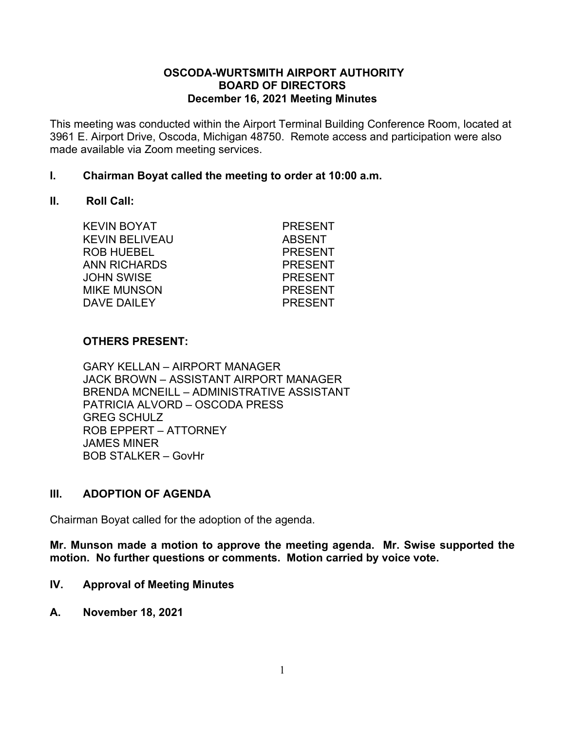# OSCODA-WURTSMITH AIRPORT AUTHORITY
## BOARD OF DIRECTORS
### December 16, 2021 Meeting Minutes

This meeting was conducted within the Airport Terminal Building Conference Room, located at 3961 E. Airport Drive, Oscoda, Michigan 48750. Remote access and participation were also made available via Zoom meeting services.

## I. Chairman Boyat called the meeting to order at 10:00 a.m.

## II. Roll Call:

| | |
|---|---|
| KEVIN BOYAT | PRESENT |
| KEVIN BELIVEAU | ABSENT |
| ROB HUEBEL | PRESENT |
| ANN RICHARDS | PRESENT |
| JOHN SWISE | PRESENT |
| MIKE MUNSON | PRESENT |
| DAVE DAILEY | PRESENT |

**OTHERS PRESENT:**

GARY KELLAN – AIRPORT MANAGER
JACK BROWN – ASSISTANT AIRPORT MANAGER
BRENDA MCNEILL – ADMINISTRATIVE ASSISTANT
PATRICIA ALVORD – OSCODA PRESS
GREG SCHULZ
ROB EPPERT – ATTORNEY
JAMES MINER
BOB STALKER – GovHr

## III. ADOPTION OF AGENDA

Chairman Boyat called for the adoption of the agenda.

**Mr. Munson made a motion to approve the meeting agenda. Mr. Swise supported the motion. No further questions or comments. Motion carried by voice vote.**

## IV. Approval of Meeting Minutes

### A. November 18, 2021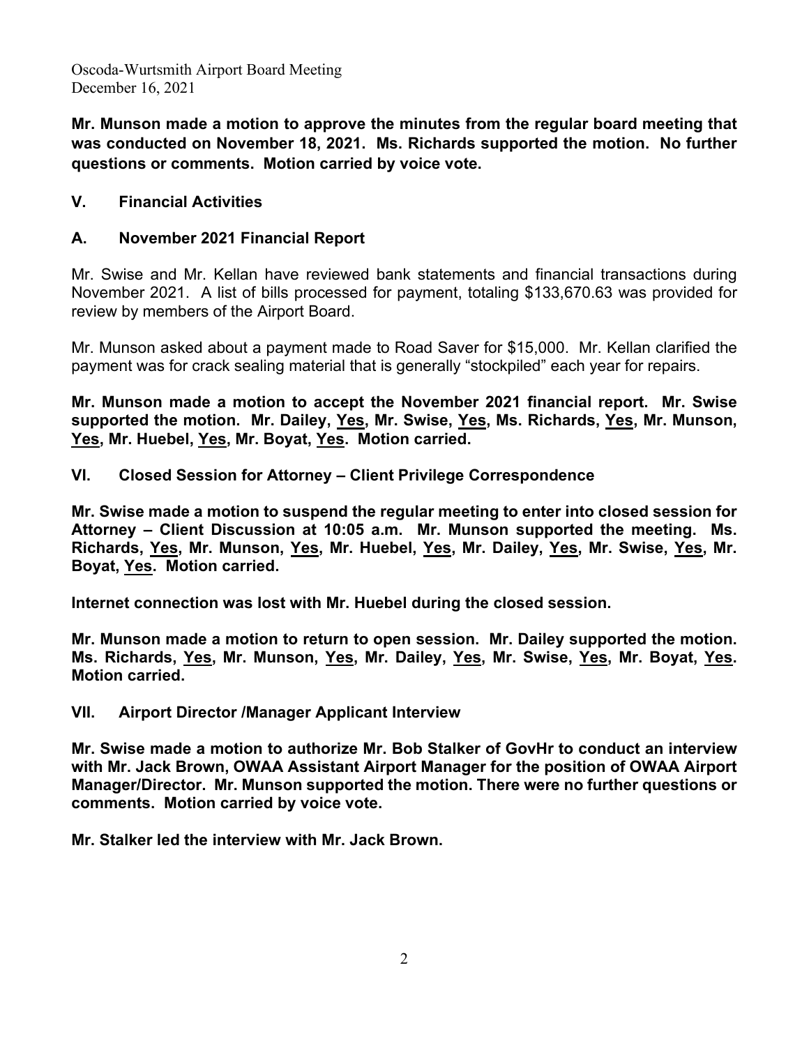**Mr. Munson made a motion to approve the minutes from the regular board meeting that was conducted on November 18, 2021. Ms. Richards supported the motion. No further questions or comments. Motion carried by voice vote.**

## V. Financial Activities

### A. November 2021 Financial Report

Mr. Swise and Mr. Kellan have reviewed bank statements and financial transactions during November 2021. A list of bills processed for payment, totaling $133,670.63 was provided for review by members of the Airport Board.

Mr. Munson asked about a payment made to Road Saver for $15,000. Mr. Kellan clarified the payment was for crack sealing material that is generally "stockpiled" each year for repairs.

**Mr. Munson made a motion to accept the November 2021 financial report. Mr. Swise supported the motion. Mr. Dailey, <u>Yes</u>, Mr. Swise, <u>Yes</u>, Ms. Richards, <u>Yes</u>, Mr. Munson, <u>Yes</u>, Mr. Huebel, <u>Yes</u>, Mr. Boyat, <u>Yes</u>. Motion carried.**

## VI. Closed Session for Attorney – Client Privilege Correspondence

**Mr. Swise made a motion to suspend the regular meeting to enter into closed session for Attorney – Client Discussion at 10:05 a.m. Mr. Munson supported the meeting. Ms. Richards, <u>Yes</u>, Mr. Munson, <u>Yes</u>, Mr. Huebel, <u>Yes</u>, Mr. Dailey, <u>Yes</u>, Mr. Swise, <u>Yes</u>, Mr. Boyat, <u>Yes</u>. Motion carried.**

**Internet connection was lost with Mr. Huebel during the closed session.**

**Mr. Munson made a motion to return to open session. Mr. Dailey supported the motion. Ms. Richards, <u>Yes</u>, Mr. Munson, <u>Yes</u>, Mr. Dailey, <u>Yes</u>, Mr. Swise, <u>Yes</u>, Mr. Boyat, <u>Yes</u>. Motion carried.**

## VII. Airport Director /Manager Applicant Interview

**Mr. Swise made a motion to authorize Mr. Bob Stalker of GovHr to conduct an interview with Mr. Jack Brown, OWAA Assistant Airport Manager for the position of OWAA Airport Manager/Director. Mr. Munson supported the motion. There were no further questions or comments. Motion carried by voice vote.**

**Mr. Stalker led the interview with Mr. Jack Brown.**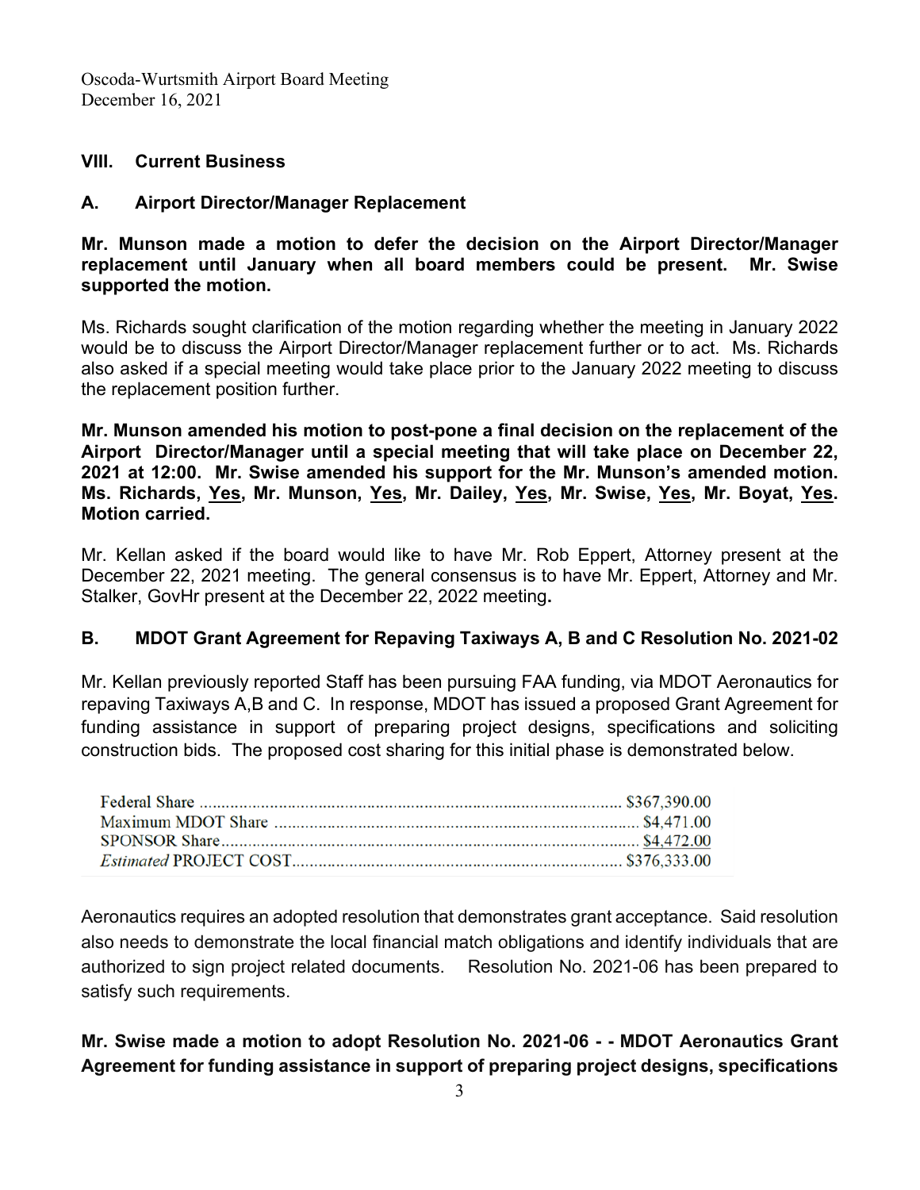### VIII. Current Business

### A. Airport Director/Manager Replacement

**Mr. Munson made a motion to defer the decision on the Airport Director/Manager replacement until January when all board members could be present. Mr. Swise supported the motion.**

Ms. Richards sought clarification of the motion regarding whether the meeting in January 2022 would be to discuss the Airport Director/Manager replacement further or to act. Ms. Richards also asked if a special meeting would take place prior to the January 2022 meeting to discuss the replacement position further.

**Mr. Munson amended his motion to post-pone a final decision on the replacement of the Airport Director/Manager until a special meeting that will take place on December 22, 2021 at 12:00. Mr. Swise amended his support for the Mr. Munson's amended motion. Ms. Richards, <u>Yes</u>, Mr. Munson, <u>Yes</u>, Mr. Dailey, <u>Yes</u>, Mr. Swise, <u>Yes</u>, Mr. Boyat, <u>Yes</u>. Motion carried.**

Mr. Kellan asked if the board would like to have Mr. Rob Eppert, Attorney present at the December 22, 2021 meeting. The general consensus is to have Mr. Eppert, Attorney and Mr. Stalker, GovHr present at the December 22, 2022 meeting**.**

### B. MDOT Grant Agreement for Repaving Taxiways A, B and C Resolution No. 2021-02

Mr. Kellan previously reported Staff has been pursuing FAA funding, via MDOT Aeronautics for repaving Taxiways A,B and C. In response, MDOT has issued a proposed Grant Agreement for funding assistance in support of preparing project designs, specifications and soliciting construction bids. The proposed cost sharing for this initial phase is demonstrated below.

| | |
|---|---|
| Federal Share | $367,390.00 |
| Maximum MDOT Share | $4,471.00 |
| SPONSOR Share | <u>$4,472.00</u> |
| *Estimated* PROJECT COST | $376,333.00 |

Aeronautics requires an adopted resolution that demonstrates grant acceptance. Said resolution also needs to demonstrate the local financial match obligations and identify individuals that are authorized to sign project related documents. Resolution No. 2021-06 has been prepared to satisfy such requirements.

**Mr. Swise made a motion to adopt Resolution No. 2021-06 - - MDOT Aeronautics Grant Agreement for funding assistance in support of preparing project designs, specifications**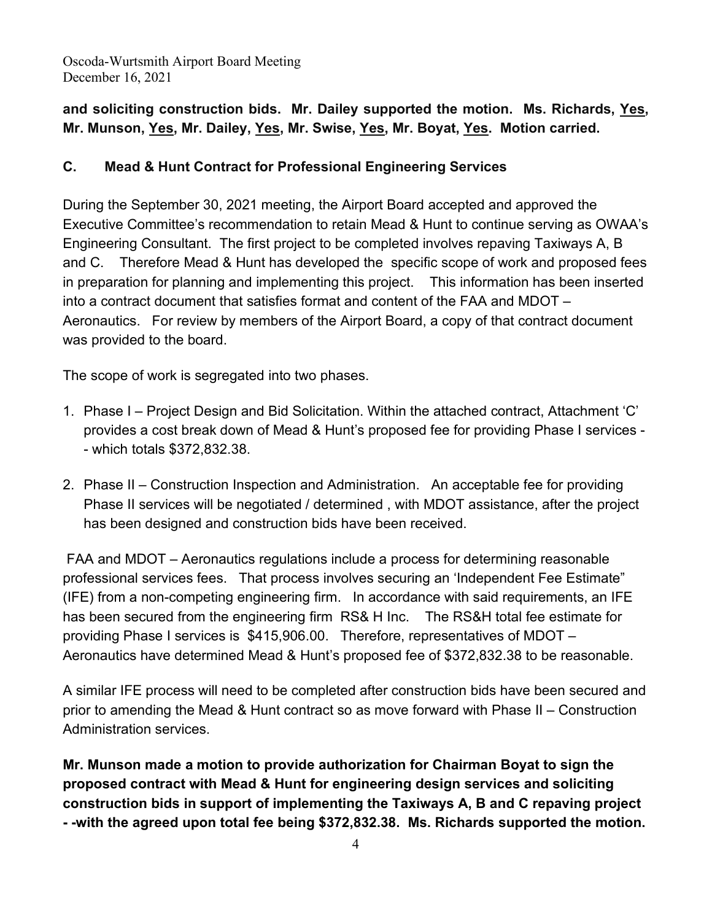**and soliciting construction bids. Mr. Dailey supported the motion. Ms. Richards, Yes, Mr. Munson, Yes, Mr. Dailey, Yes, Mr. Swise, Yes, Mr. Boyat, Yes. Motion carried.**

### C. Mead & Hunt Contract for Professional Engineering Services

During the September 30, 2021 meeting, the Airport Board accepted and approved the Executive Committee's recommendation to retain Mead & Hunt to continue serving as OWAA's Engineering Consultant. The first project to be completed involves repaving Taxiways A, B and C. Therefore Mead & Hunt has developed the specific scope of work and proposed fees in preparation for planning and implementing this project. This information has been inserted into a contract document that satisfies format and content of the FAA and MDOT – Aeronautics. For review by members of the Airport Board, a copy of that contract document was provided to the board.

The scope of work is segregated into two phases.

1. Phase I – Project Design and Bid Solicitation. Within the attached contract, Attachment 'C' provides a cost break down of Mead & Hunt's proposed fee for providing Phase I services -- which totals $372,832.38.
2. Phase II – Construction Inspection and Administration. An acceptable fee for providing Phase II services will be negotiated / determined , with MDOT assistance, after the project has been designed and construction bids have been received.

FAA and MDOT – Aeronautics regulations include a process for determining reasonable professional services fees. That process involves securing an 'Independent Fee Estimate" (IFE) from a non-competing engineering firm. In accordance with said requirements, an IFE has been secured from the engineering firm RS& H Inc. The RS&H total fee estimate for providing Phase I services is $415,906.00. Therefore, representatives of MDOT – Aeronautics have determined Mead & Hunt's proposed fee of $372,832.38 to be reasonable.

A similar IFE process will need to be completed after construction bids have been secured and prior to amending the Mead & Hunt contract so as move forward with Phase II – Construction Administration services.

**Mr. Munson made a motion to provide authorization for Chairman Boyat to sign the proposed contract with Mead & Hunt for engineering design services and soliciting construction bids in support of implementing the Taxiways A, B and C repaving project - -with the agreed upon total fee being $372,832.38. Ms. Richards supported the motion.**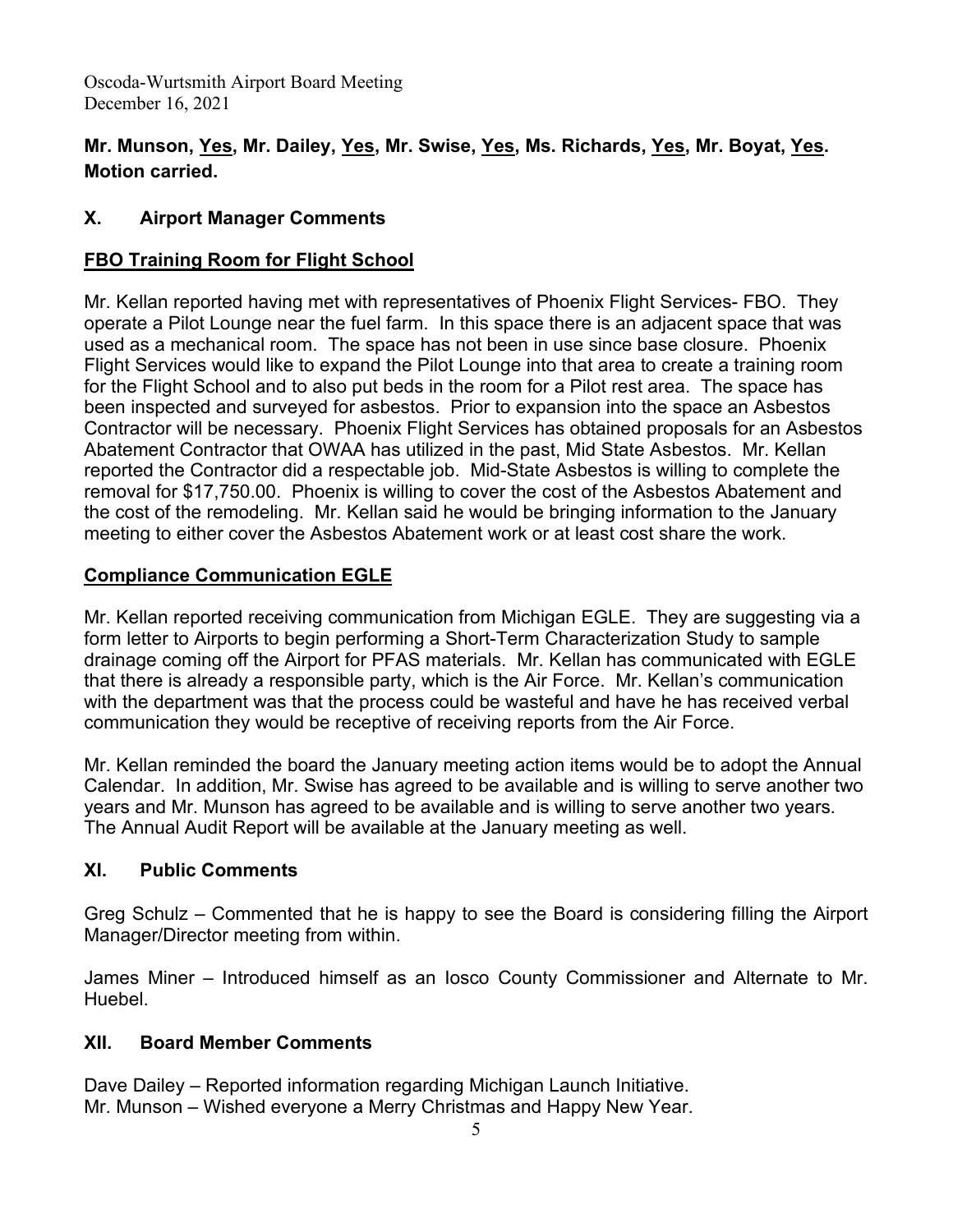**Mr. Munson, Yes, Mr. Dailey, Yes, Mr. Swise, Yes, Ms. Richards, Yes, Mr. Boyat, Yes. Motion carried.**

## X. Airport Manager Comments

### FBO Training Room for Flight School

Mr. Kellan reported having met with representatives of Phoenix Flight Services- FBO. They operate a Pilot Lounge near the fuel farm. In this space there is an adjacent space that was used as a mechanical room. The space has not been in use since base closure. Phoenix Flight Services would like to expand the Pilot Lounge into that area to create a training room for the Flight School and to also put beds in the room for a Pilot rest area. The space has been inspected and surveyed for asbestos. Prior to expansion into the space an Asbestos Contractor will be necessary. Phoenix Flight Services has obtained proposals for an Asbestos Abatement Contractor that OWAA has utilized in the past, Mid State Asbestos. Mr. Kellan reported the Contractor did a respectable job. Mid-State Asbestos is willing to complete the removal for $17,750.00. Phoenix is willing to cover the cost of the Asbestos Abatement and the cost of the remodeling. Mr. Kellan said he would be bringing information to the January meeting to either cover the Asbestos Abatement work or at least cost share the work.

### Compliance Communication EGLE

Mr. Kellan reported receiving communication from Michigan EGLE. They are suggesting via a form letter to Airports to begin performing a Short-Term Characterization Study to sample drainage coming off the Airport for PFAS materials. Mr. Kellan has communicated with EGLE that there is already a responsible party, which is the Air Force. Mr. Kellan's communication with the department was that the process could be wasteful and have he has received verbal communication they would be receptive of receiving reports from the Air Force.

Mr. Kellan reminded the board the January meeting action items would be to adopt the Annual Calendar. In addition, Mr. Swise has agreed to be available and is willing to serve another two years and Mr. Munson has agreed to be available and is willing to serve another two years. The Annual Audit Report will be available at the January meeting as well.

## XI. Public Comments

Greg Schulz – Commented that he is happy to see the Board is considering filling the Airport Manager/Director meeting from within.

James Miner – Introduced himself as an Iosco County Commissioner and Alternate to Mr. Huebel.

## XII. Board Member Comments

Dave Dailey – Reported information regarding Michigan Launch Initiative.
Mr. Munson – Wished everyone a Merry Christmas and Happy New Year.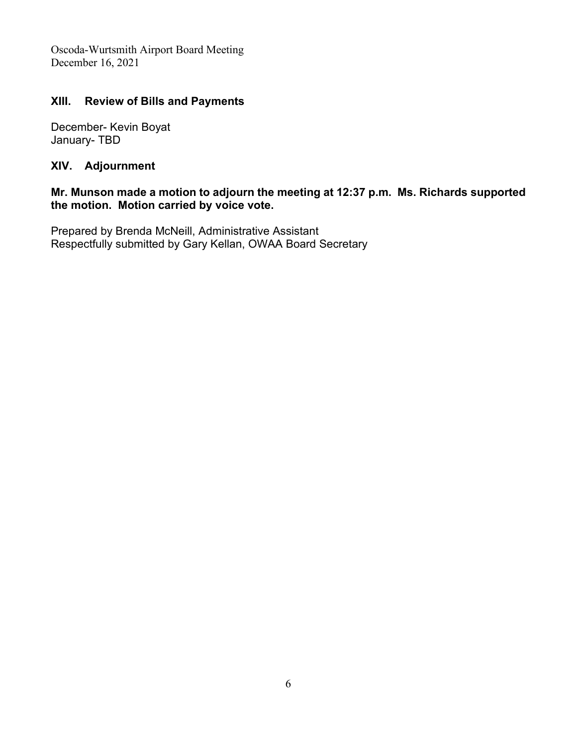## XIII. Review of Bills and Payments

December- Kevin Boyat
January- TBD

## XIV. Adjournment

**Mr. Munson made a motion to adjourn the meeting at 12:37 p.m. Ms. Richards supported the motion. Motion carried by voice vote.**

Prepared by Brenda McNeill, Administrative Assistant
Respectfully submitted by Gary Kellan, OWAA Board Secretary